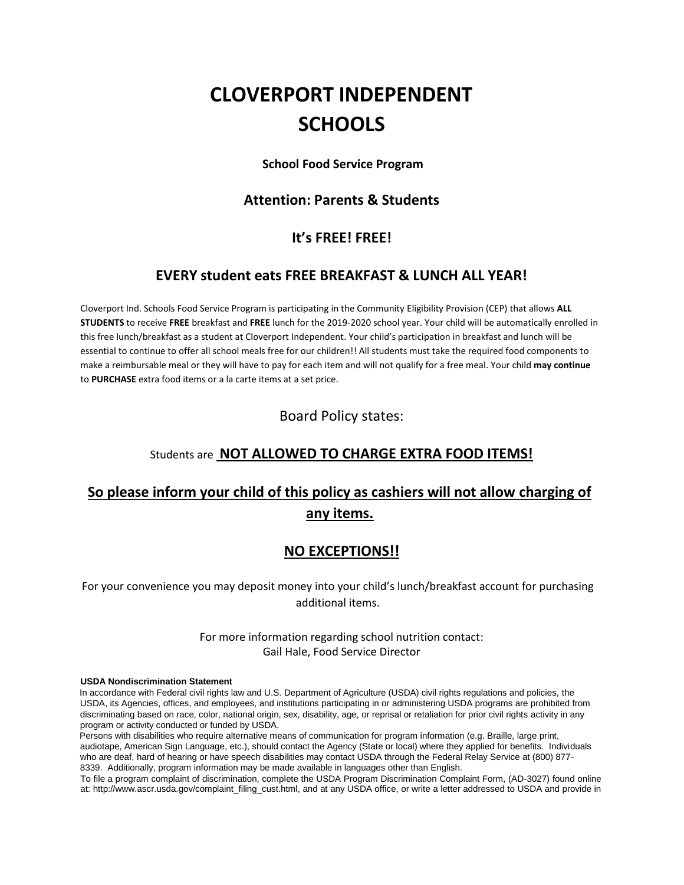# CLOVERPORT INDEPENDENT SCHOOLS

**School Food Service Program**

## Attention: Parents & Students

## It's FREE! FREE!

## EVERY student eats FREE BREAKFAST & LUNCH ALL YEAR!

Cloverport Ind. Schools Food Service Program is participating in the Community Eligibility Provision (CEP) that allows **ALL STUDENTS** to receive **FREE** breakfast and **FREE** lunch for the 2019-2020 school year. Your child will be automatically enrolled in this free lunch/breakfast as a student at Cloverport Independent. Your child's participation in breakfast and lunch will be essential to continue to offer all school meals free for our children!! All students must take the required food components to make a reimbursable meal or they will have to pay for each item and will not qualify for a free meal. Your child **may continue** to **PURCHASE** extra food items or a la carte items at a set price.

Board Policy states:

Students are **NOT ALLOWED TO CHARGE EXTRA FOOD ITEMS!**

**So please inform your child of this policy as cashiers will not allow charging of any items.**

**NO EXCEPTIONS!!**

For your convenience you may deposit money into your child's lunch/breakfast account for purchasing additional items.

For more information regarding school nutrition contact:
Gail Hale, Food Service Director

**USDA Nondiscrimination Statement**

In accordance with Federal civil rights law and U.S. Department of Agriculture (USDA) civil rights regulations and policies, the USDA, its Agencies, offices, and employees, and institutions participating in or administering USDA programs are prohibited from discriminating based on race, color, national origin, sex, disability, age, or reprisal or retaliation for prior civil rights activity in any program or activity conducted or funded by USDA.

Persons with disabilities who require alternative means of communication for program information (e.g. Braille, large print, audiotape, American Sign Language, etc.), should contact the Agency (State or local) where they applied for benefits. Individuals who are deaf, hard of hearing or have speech disabilities may contact USDA through the Federal Relay Service at (800) 877-8339. Additionally, program information may be made available in languages other than English.

To file a program complaint of discrimination, complete the USDA Program Discrimination Complaint Form, (AD-3027) found online at: http://www.ascr.usda.gov/complaint_filing_cust.html, and at any USDA office, or write a letter addressed to USDA and provide in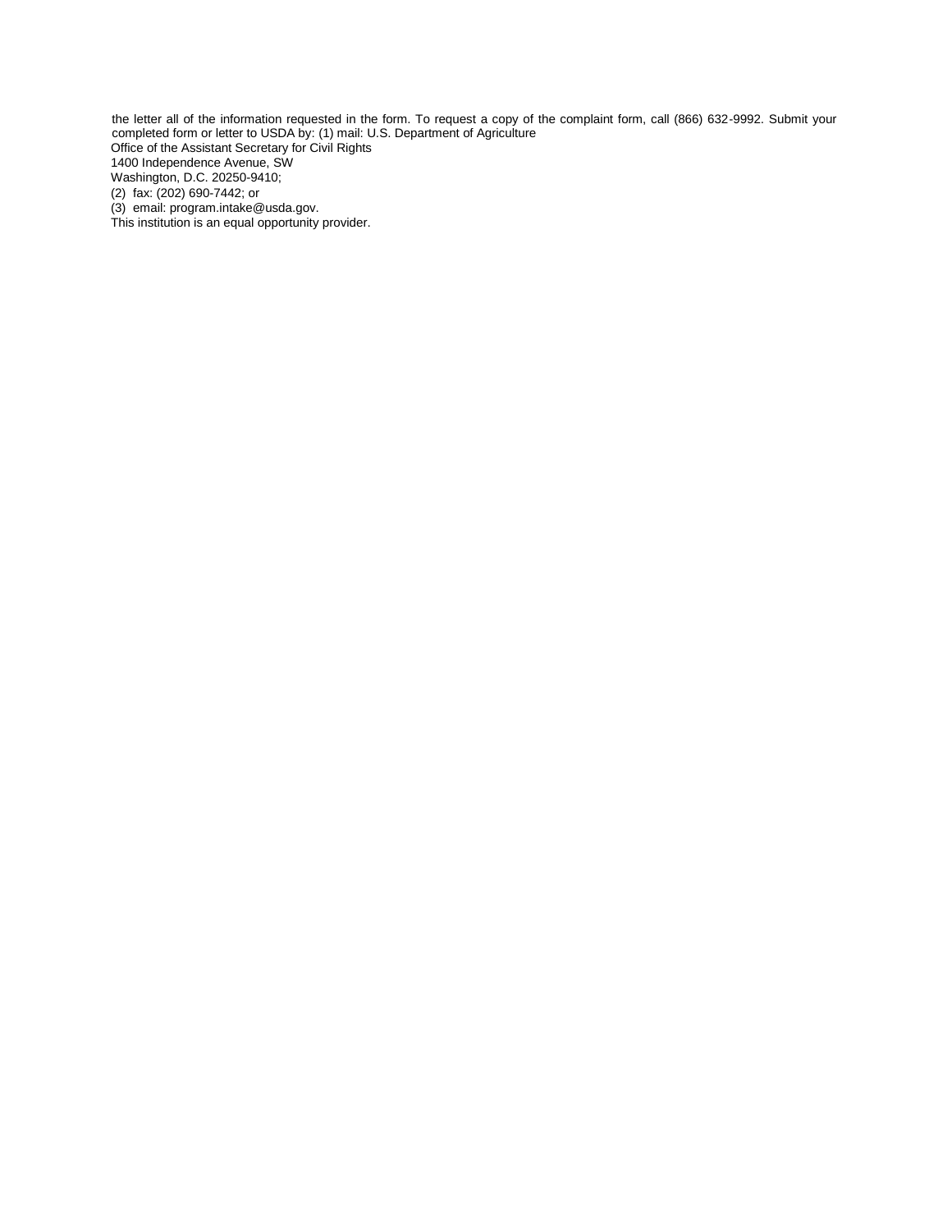the letter all of the information requested in the form. To request a copy of the complaint form, call (866) 632-9992. Submit your completed form or letter to USDA by: (1) mail: U.S. Department of Agriculture

Office of the Assistant Secretary for Civil Rights

1400 Independence Avenue, SW

Washington, D.C. 20250-9410;

(2) fax: (202) 690-7442; or

(3) email: program.intake@usda.gov.

This institution is an equal opportunity provider.